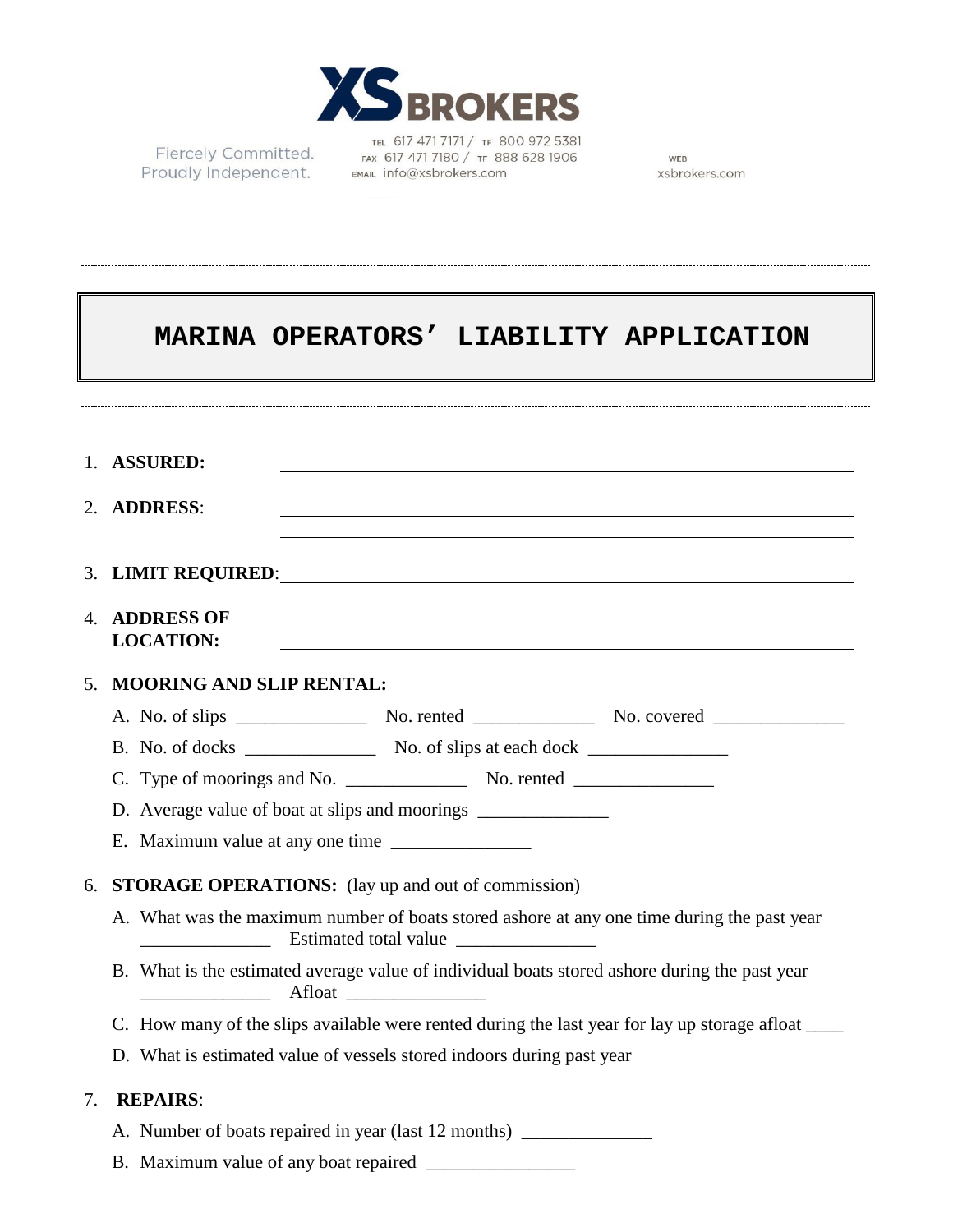XS BROKERS

Fiercely Committed.
Proudly Independent.

TEL 617 471 7171 / TF 800 972 5381
FAX 617 471 7180 / TF 888 628 1906
EMAIL info@xsbrokers.com

WEB
xsbrokers.com

---

# MARINA OPERATORS' LIABILITY APPLICATION

---

1. **ASSURED:** ______________________________________________

2. **ADDRESS**: ______________________________________________
   ______________________________________________

3. **LIMIT REQUIRED**: ______________________________________________

4. **ADDRESS OF LOCATION:** ______________________________________________

5. **MOORING AND SLIP RENTAL:**

   A. No. of slips ______________ No. rented _____________ No. covered ______________

   B. No. of docks ______________ No. of slips at each dock _______________

   C. Type of moorings and No. _____________ No. rented _______________

   D. Average value of boat at slips and moorings ______________

   E. Maximum value at any one time _______________

6. **STORAGE OPERATIONS:** (lay up and out of commission)

   A. What was the maximum number of boats stored ashore at any one time during the past year ______________ Estimated total value _______________

   B. What is the estimated average value of individual boats stored ashore during the past year ______________ Afloat _______________

   C. How many of the slips available were rented during the last year for lay up storage afloat ____

   D. What is estimated value of vessels stored indoors during past year _____________

7. **REPAIRS**:

   A. Number of boats repaired in year (last 12 months) ______________

   B. Maximum value of any boat repaired ________________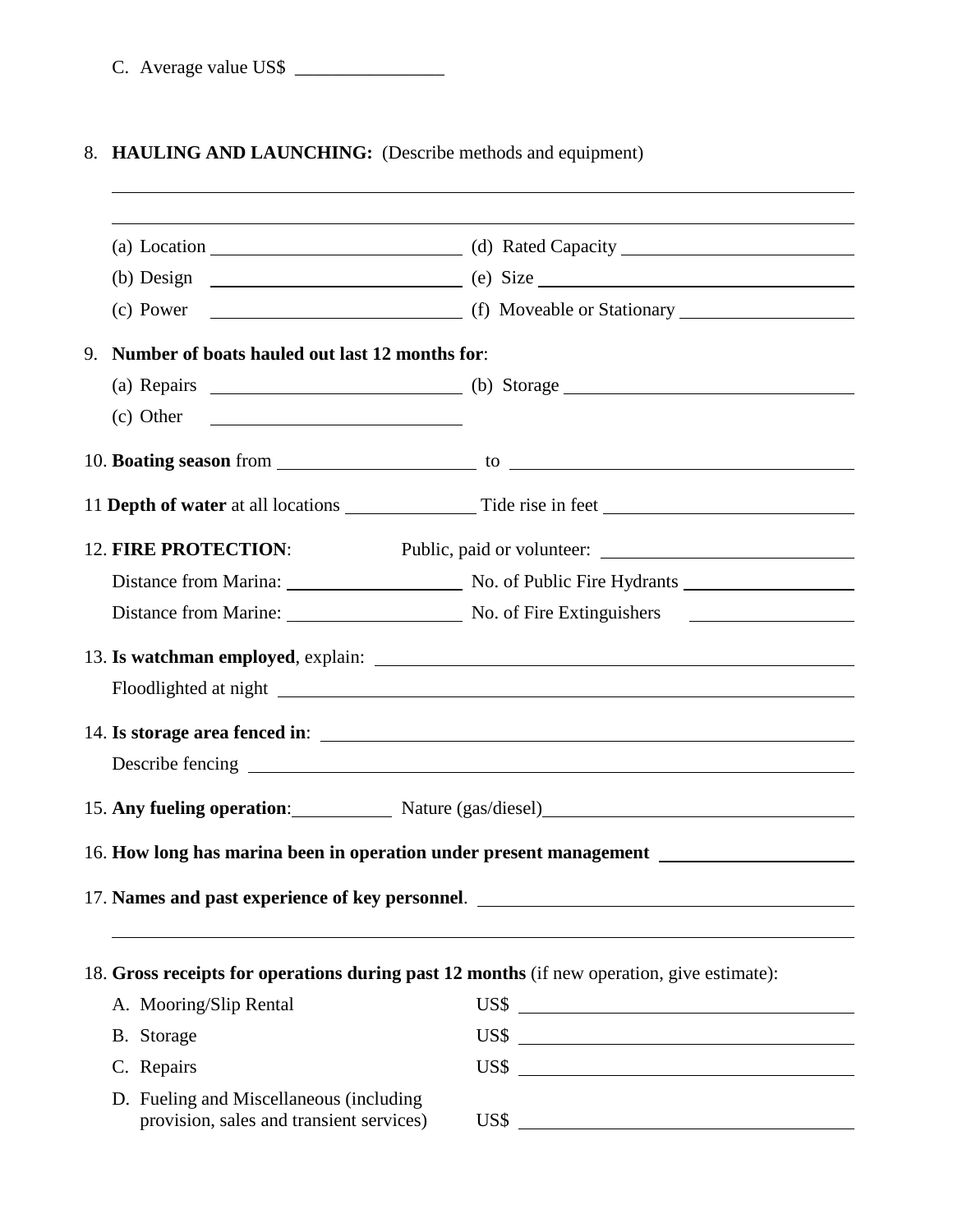C. Average value US$ ________________

8. **HAULING AND LAUNCHING:** (Describe methods and equipment)

________________________________________________________________________

________________________________________________________________________

(a) Location ____________________________ (d) Rated Capacity ____________________________

(b) Design ____________________________ (e) Size ____________________________

(c) Power ____________________________ (f) Moveable or Stationary ____________________

9. **Number of boats hauled out last 12 months for**:

(a) Repairs ____________________________ (b) Storage ____________________________

(c) Other ____________________________

10. **Boating season** from ______________________ to ______________________

11 **Depth of water** at all locations _______________ Tide rise in feet ____________________________

12. **FIRE PROTECTION**: Public, paid or volunteer: ____________________________

Distance from Marina: ____________________ No. of Public Fire Hydrants ____________________

Distance from Marine: ____________________ No. of Fire Extinguishers ____________________

13. **Is watchman employed**, explain: ______________________________________________

Floodlighted at night ______________________________________________

14. **Is storage area fenced in**: ______________________________________________

Describe fencing ______________________________________________

15. **Any fueling operation**:___________ Nature (gas/diesel)___________________________

16. **How long has marina been in operation under present management** ____________________

17. **Names and past experience of key personnel**. ______________________________________________

________________________________________________________________________

18. **Gross receipts for operations during past 12 months** (if new operation, give estimate):

A. Mooring/Slip Rental US$ ____________________________

B. Storage US$ ____________________________

C. Repairs US$ ____________________________

D. Fueling and Miscellaneous (including provision, sales and transient services) US$ ____________________________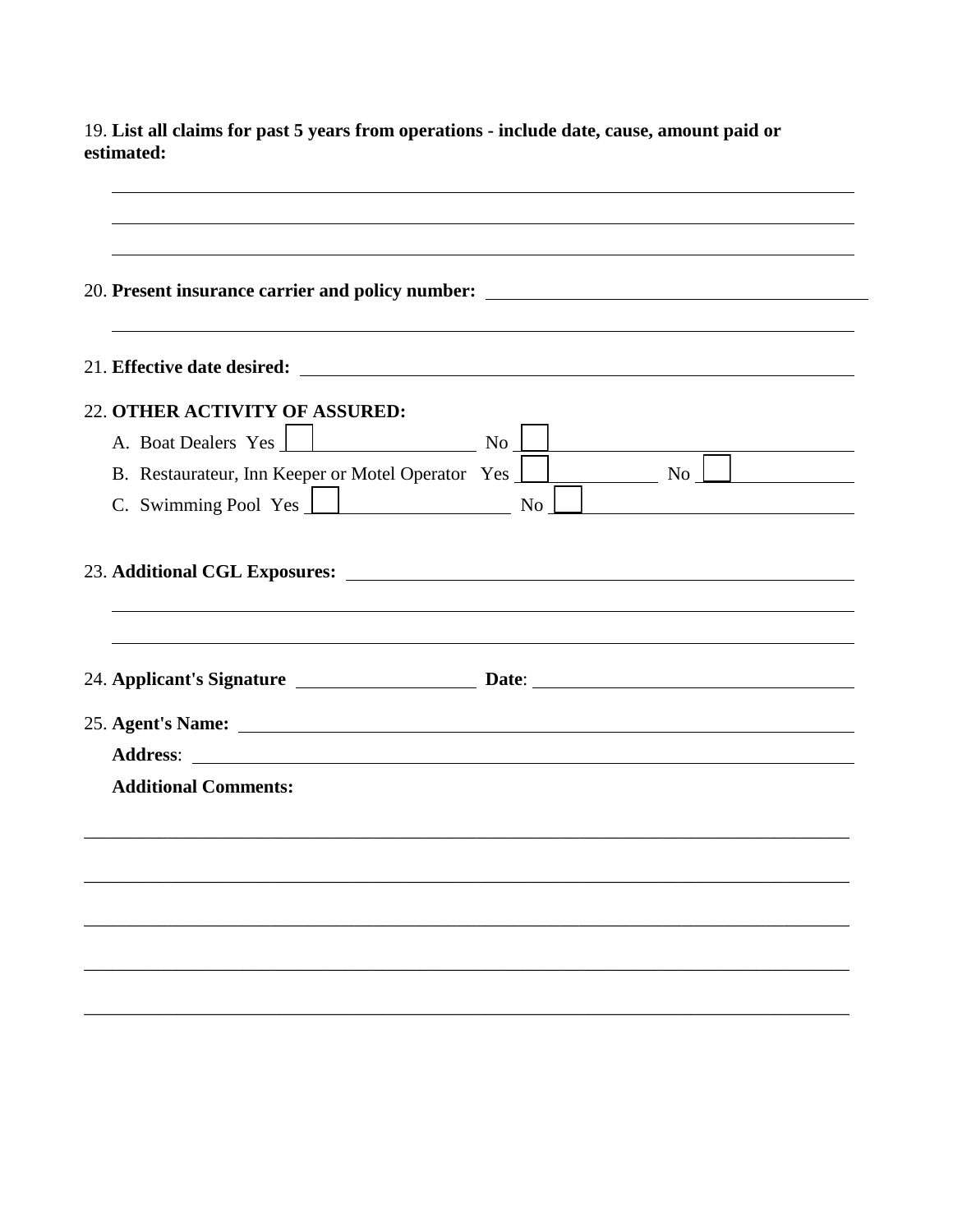19. **List all claims for past 5 years from operations - include date, cause, amount paid or estimated:**

\_\_\_\_\_\_\_\_\_\_\_\_\_\_\_\_\_\_\_\_\_\_\_\_\_\_\_\_\_\_\_\_\_\_\_\_\_\_\_\_\_\_\_\_\_\_\_\_\_\_\_\_\_\_\_\_\_\_\_\_\_\_\_\_\_\_\_\_

\_\_\_\_\_\_\_\_\_\_\_\_\_\_\_\_\_\_\_\_\_\_\_\_\_\_\_\_\_\_\_\_\_\_\_\_\_\_\_\_\_\_\_\_\_\_\_\_\_\_\_\_\_\_\_\_\_\_\_\_\_\_\_\_\_\_\_\_

\_\_\_\_\_\_\_\_\_\_\_\_\_\_\_\_\_\_\_\_\_\_\_\_\_\_\_\_\_\_\_\_\_\_\_\_\_\_\_\_\_\_\_\_\_\_\_\_\_\_\_\_\_\_\_\_\_\_\_\_\_\_\_\_\_\_\_\_

20. **Present insurance carrier and policy number:** \_\_\_\_\_\_\_\_\_\_\_\_\_\_\_\_\_\_\_\_\_\_\_\_\_\_\_\_\_\_\_\_

\_\_\_\_\_\_\_\_\_\_\_\_\_\_\_\_\_\_\_\_\_\_\_\_\_\_\_\_\_\_\_\_\_\_\_\_\_\_\_\_\_\_\_\_\_\_\_\_\_\_\_\_\_\_\_\_\_\_\_\_\_\_\_\_\_\_\_\_

21. **Effective date desired:** \_\_\_\_\_\_\_\_\_\_\_\_\_\_\_\_\_\_\_\_\_\_\_\_\_\_\_\_\_\_\_\_\_\_\_\_\_\_\_\_\_\_\_\_\_\_\_\_

22. **OTHER ACTIVITY OF ASSURED:**

A. Boat Dealers Yes ☐ \_\_\_\_\_\_\_\_\_\_\_\_\_\_\_\_ No ☐ \_\_\_\_\_\_\_\_\_\_\_\_\_\_\_\_\_\_\_\_\_\_\_\_\_\_\_\_\_\_

B. Restaurateur, Inn Keeper or Motel Operator Yes ☐ \_\_\_\_\_\_\_\_\_\_ No ☐ \_\_\_\_\_\_\_\_\_\_

C. Swimming Pool Yes ☐ \_\_\_\_\_\_\_\_\_\_\_\_\_\_\_\_ No ☐ \_\_\_\_\_\_\_\_\_\_\_\_\_\_\_\_\_\_\_\_\_\_\_\_\_\_\_\_

23. **Additional CGL Exposures:** \_\_\_\_\_\_\_\_\_\_\_\_\_\_\_\_\_\_\_\_\_\_\_\_\_\_\_\_\_\_\_\_\_\_\_\_\_\_\_\_\_\_\_\_\_

\_\_\_\_\_\_\_\_\_\_\_\_\_\_\_\_\_\_\_\_\_\_\_\_\_\_\_\_\_\_\_\_\_\_\_\_\_\_\_\_\_\_\_\_\_\_\_\_\_\_\_\_\_\_\_\_\_\_\_\_\_\_\_\_\_\_\_\_

\_\_\_\_\_\_\_\_\_\_\_\_\_\_\_\_\_\_\_\_\_\_\_\_\_\_\_\_\_\_\_\_\_\_\_\_\_\_\_\_\_\_\_\_\_\_\_\_\_\_\_\_\_\_\_\_\_\_\_\_\_\_\_\_\_\_\_\_

24. **Applicant's Signature** \_\_\_\_\_\_\_\_\_\_\_\_\_\_\_\_\_\_ **Date**: \_\_\_\_\_\_\_\_\_\_\_\_\_\_\_\_\_\_\_\_\_\_\_\_\_\_\_\_\_\_

25. **Agent's Name:** \_\_\_\_\_\_\_\_\_\_\_\_\_\_\_\_\_\_\_\_\_\_\_\_\_\_\_\_\_\_\_\_\_\_\_\_\_\_\_\_\_\_\_\_\_\_\_\_\_\_\_\_\_\_\_\_

**Address**: \_\_\_\_\_\_\_\_\_\_\_\_\_\_\_\_\_\_\_\_\_\_\_\_\_\_\_\_\_\_\_\_\_\_\_\_\_\_\_\_\_\_\_\_\_\_\_\_\_\_\_\_\_\_\_\_\_\_\_\_

**Additional Comments:**

\_\_\_\_\_\_\_\_\_\_\_\_\_\_\_\_\_\_\_\_\_\_\_\_\_\_\_\_\_\_\_\_\_\_\_\_\_\_\_\_\_\_\_\_\_\_\_\_\_\_\_\_\_\_\_\_\_\_\_\_\_\_\_\_\_\_\_\_\_\_\_\_

\_\_\_\_\_\_\_\_\_\_\_\_\_\_\_\_\_\_\_\_\_\_\_\_\_\_\_\_\_\_\_\_\_\_\_\_\_\_\_\_\_\_\_\_\_\_\_\_\_\_\_\_\_\_\_\_\_\_\_\_\_\_\_\_\_\_\_\_\_\_\_\_

\_\_\_\_\_\_\_\_\_\_\_\_\_\_\_\_\_\_\_\_\_\_\_\_\_\_\_\_\_\_\_\_\_\_\_\_\_\_\_\_\_\_\_\_\_\_\_\_\_\_\_\_\_\_\_\_\_\_\_\_\_\_\_\_\_\_\_\_\_\_\_\_

\_\_\_\_\_\_\_\_\_\_\_\_\_\_\_\_\_\_\_\_\_\_\_\_\_\_\_\_\_\_\_\_\_\_\_\_\_\_\_\_\_\_\_\_\_\_\_\_\_\_\_\_\_\_\_\_\_\_\_\_\_\_\_\_\_\_\_\_\_\_\_\_

\_\_\_\_\_\_\_\_\_\_\_\_\_\_\_\_\_\_\_\_\_\_\_\_\_\_\_\_\_\_\_\_\_\_\_\_\_\_\_\_\_\_\_\_\_\_\_\_\_\_\_\_\_\_\_\_\_\_\_\_\_\_\_\_\_\_\_\_\_\_\_\_